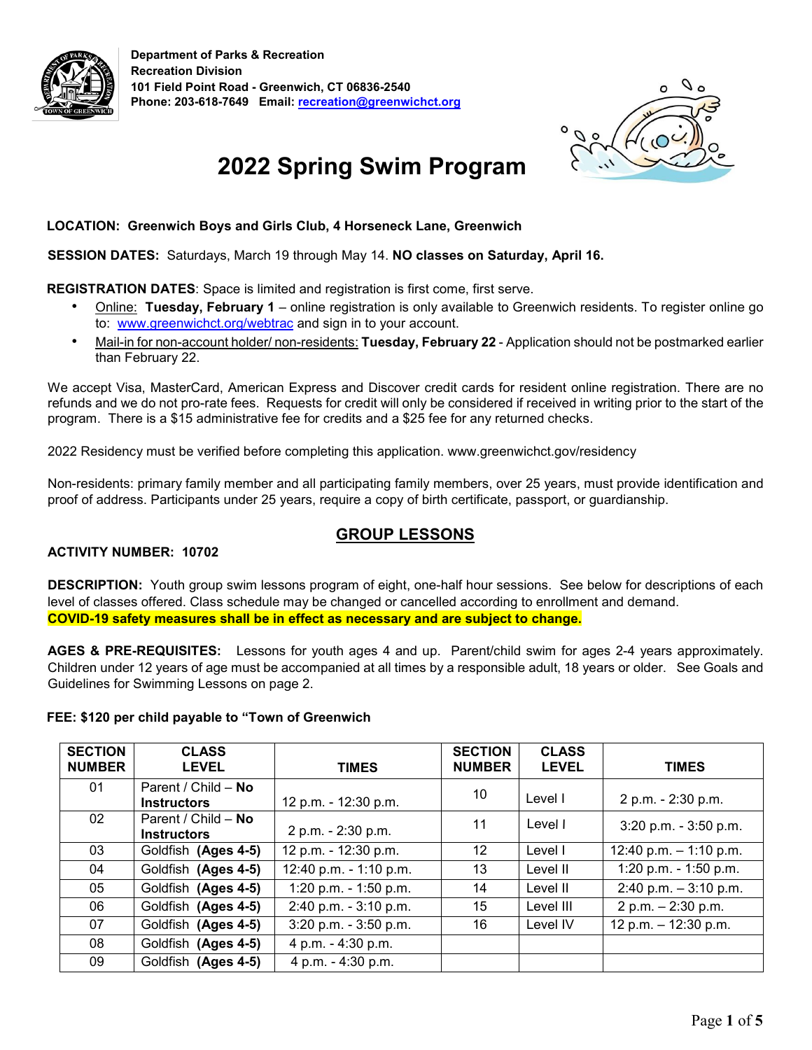**Department of Parks & Recreation**
**Recreation Division**
**101 Field Point Road - Greenwich, CT 06836-2540**
**Phone: 203-618-7649 Email: recreation@greenwichct.org**

# 2022 Spring Swim Program

**LOCATION: Greenwich Boys and Girls Club, 4 Horseneck Lane, Greenwich**

**SESSION DATES:** Saturdays, March 19 through May 14. **NO classes on Saturday, April 16.**

**REGISTRATION DATES**: Space is limited and registration is first come, first serve.

- Online: **Tuesday, February 1** – online registration is only available to Greenwich residents. To register online go to: www.greenwichct.org/webtrac and sign in to your account.
- Mail-in for non-account holder/ non-residents: **Tuesday, February 22** - Application should not be postmarked earlier than February 22.

We accept Visa, MasterCard, American Express and Discover credit cards for resident online registration. There are no refunds and we do not pro-rate fees. Requests for credit will only be considered if received in writing prior to the start of the program. There is a $15 administrative fee for credits and a $25 fee for any returned checks.

2022 Residency must be verified before completing this application. www.greenwichct.gov/residency

Non-residents: primary family member and all participating family members, over 25 years, must provide identification and proof of address. Participants under 25 years, require a copy of birth certificate, passport, or guardianship.

## GROUP LESSONS

**ACTIVITY NUMBER: 10702**

**DESCRIPTION:** Youth group swim lessons program of eight, one-half hour sessions. See below for descriptions of each level of classes offered. Class schedule may be changed or cancelled according to enrollment and demand.
**COVID-19 safety measures shall be in effect as necessary and are subject to change.**

**AGES & PRE-REQUISITES:** Lessons for youth ages 4 and up. Parent/child swim for ages 2-4 years approximately. Children under 12 years of age must be accompanied at all times by a responsible adult, 18 years or older. See Goals and Guidelines for Swimming Lessons on page 2.

**FEE: $120 per child payable to "Town of Greenwich**

| SECTION NUMBER | CLASS LEVEL | TIMES | SECTION NUMBER | CLASS LEVEL | TIMES |
|---|---|---|---|---|---|
| 01 | Parent / Child – **No Instructors** | 12 p.m. - 12:30 p.m. | 10 | Level I | 2 p.m. - 2:30 p.m. |
| 02 | Parent / Child – **No Instructors** | 2 p.m. - 2:30 p.m. | 11 | Level I | 3:20 p.m. - 3:50 p.m. |
| 03 | Goldfish **(Ages 4-5)** | 12 p.m. - 12:30 p.m. | 12 | Level I | 12:40 p.m. – 1:10 p.m. |
| 04 | Goldfish **(Ages 4-5)** | 12:40 p.m. - 1:10 p.m. | 13 | Level II | 1:20 p.m. - 1:50 p.m. |
| 05 | Goldfish **(Ages 4-5)** | 1:20 p.m. - 1:50 p.m. | 14 | Level II | 2:40 p.m. – 3:10 p.m. |
| 06 | Goldfish **(Ages 4-5)** | 2:40 p.m. - 3:10 p.m. | 15 | Level III | 2 p.m. – 2:30 p.m. |
| 07 | Goldfish **(Ages 4-5)** | 3:20 p.m. - 3:50 p.m. | 16 | Level IV | 12 p.m. – 12:30 p.m. |
| 08 | Goldfish **(Ages 4-5)** | 4 p.m. - 4:30 p.m. | | | |
| 09 | Goldfish **(Ages 4-5)** | 4 p.m. - 4:30 p.m. | | | |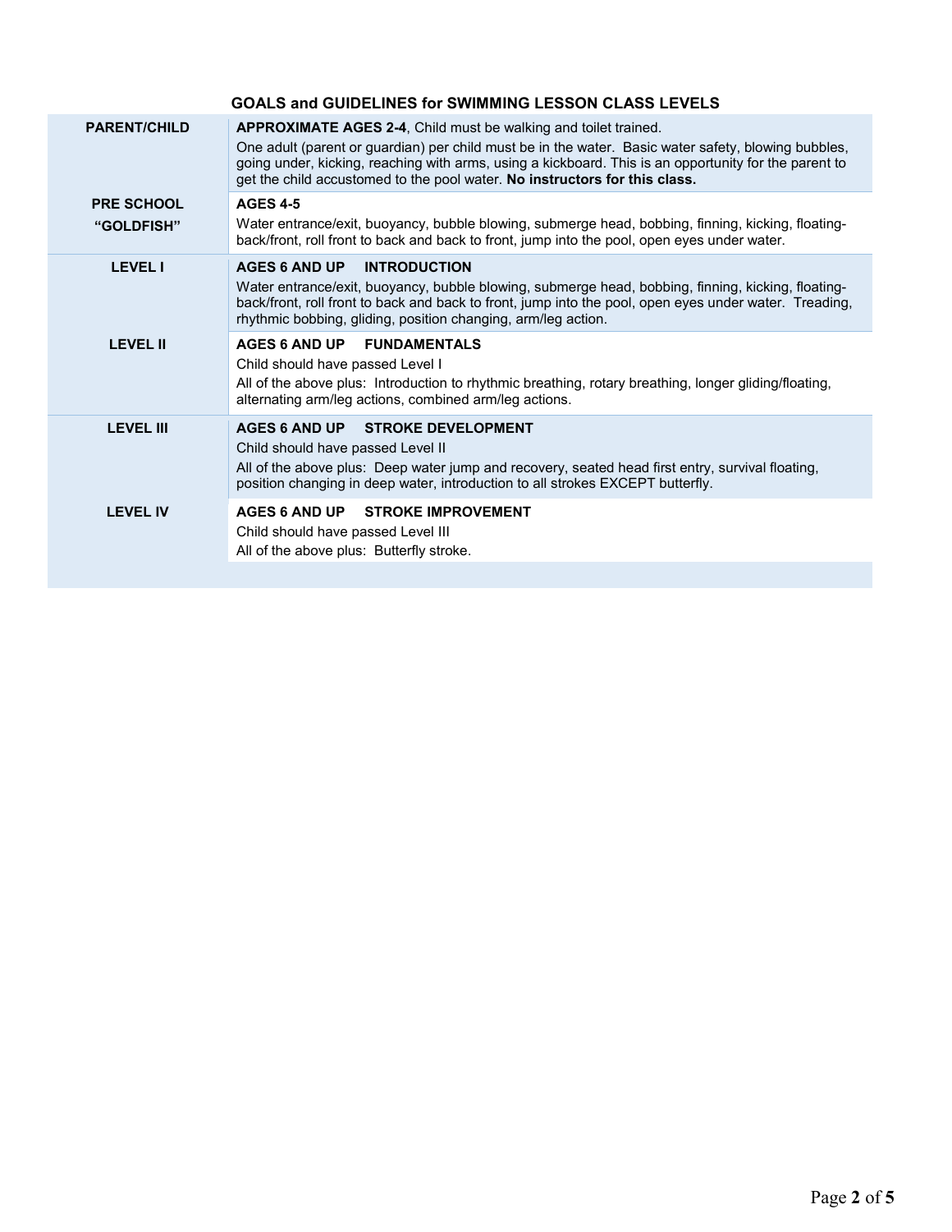## GOALS and GUIDELINES for SWIMMING LESSON CLASS LEVELS

| Level | Description |
|---|---|
| **PARENT/CHILD** | **APPROXIMATE AGES 2-4**, Child must be walking and toilet trained. One adult (parent or guardian) per child must be in the water. Basic water safety, blowing bubbles, going under, kicking, reaching with arms, using a kickboard. This is an opportunity for the parent to get the child accustomed to the pool water. **No instructors for this class.** |
| **PRE SCHOOL "GOLDFISH"** | **AGES 4-5** Water entrance/exit, buoyancy, bubble blowing, submerge head, bobbing, finning, kicking, floating-back/front, roll front to back and back to front, jump into the pool, open eyes under water. |
| **LEVEL I** | **AGES 6 AND UP INTRODUCTION** Water entrance/exit, buoyancy, bubble blowing, submerge head, bobbing, finning, kicking, floating-back/front, roll front to back and back to front, jump into the pool, open eyes under water. Treading, rhythmic bobbing, gliding, position changing, arm/leg action. |
| **LEVEL II** | **AGES 6 AND UP FUNDAMENTALS** Child should have passed Level I. All of the above plus: Introduction to rhythmic breathing, rotary breathing, longer gliding/floating, alternating arm/leg actions, combined arm/leg actions. |
| **LEVEL III** | **AGES 6 AND UP STROKE DEVELOPMENT** Child should have passed Level II. All of the above plus: Deep water jump and recovery, seated head first entry, survival floating, position changing in deep water, introduction to all strokes EXCEPT butterfly. |
| **LEVEL IV** | **AGES 6 AND UP STROKE IMPROVEMENT** Child should have passed Level III. All of the above plus: Butterfly stroke. |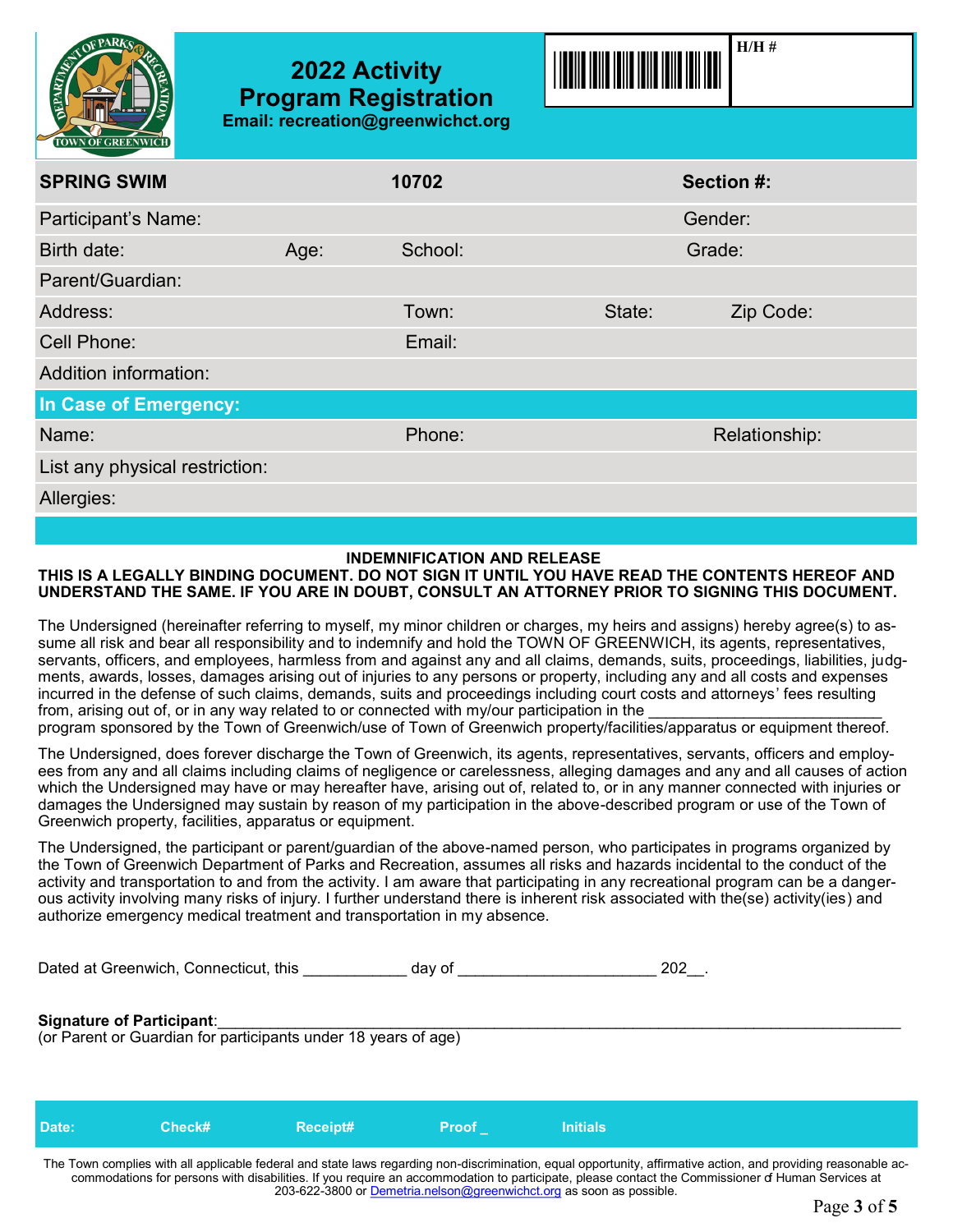# 2022 Activity Program Registration

**Email: recreation@greenwichct.org**

**H/H #**

| **SPRING SWIM** | | **10702** | | **Section #:** |
|---|---|---|---|---|
| Participant's Name: | | | | Gender: |
| Birth date: | Age: | School: | | Grade: |
| Parent/Guardian: | | | | |
| Address: | | Town: | State: | Zip Code: |
| Cell Phone: | | Email: | | |
| Addition information: | | | | |
| **In Case of Emergency:** | | | | |
| Name: | | Phone: | | Relationship: |
| List any physical restriction: | | | | |
| Allergies: | | | | |

## INDEMNIFICATION AND RELEASE

**THIS IS A LEGALLY BINDING DOCUMENT. DO NOT SIGN IT UNTIL YOU HAVE READ THE CONTENTS HEREOF AND UNDERSTAND THE SAME. IF YOU ARE IN DOUBT, CONSULT AN ATTORNEY PRIOR TO SIGNING THIS DOCUMENT.**

The Undersigned (hereinafter referring to myself, my minor children or charges, my heirs and assigns) hereby agree(s) to assume all risk and bear all responsibility and to indemnify and hold the TOWN OF GREENWICH, its agents, representatives, servants, officers, and employees, harmless from and against any and all claims, demands, suits, proceedings, liabilities, judgments, awards, losses, damages arising out of injuries to any persons or property, including any and all costs and expenses incurred in the defense of such claims, demands, suits and proceedings including court costs and attorneys' fees resulting from, arising out of, or in any way related to or connected with my/our participation in the __________________________ program sponsored by the Town of Greenwich/use of Town of Greenwich property/facilities/apparatus or equipment thereof.

The Undersigned, does forever discharge the Town of Greenwich, its agents, representatives, servants, officers and employees from any and all claims including claims of negligence or carelessness, alleging damages and any and all causes of action which the Undersigned may have or may hereafter have, arising out of, related to, or in any manner connected with injuries or damages the Undersigned may sustain by reason of my participation in the above-described program or use of the Town of Greenwich property, facilities, apparatus or equipment.

The Undersigned, the participant or parent/guardian of the above-named person, who participates in programs organized by the Town of Greenwich Department of Parks and Recreation, assumes all risks and hazards incidental to the conduct of the activity and transportation to and from the activity. I am aware that participating in any recreational program can be a dangerous activity involving many risks of injury. I further understand there is inherent risk associated with the(se) activity(ies) and authorize emergency medical treatment and transportation in my absence.

Dated at Greenwich, Connecticut, this ____________ day of ______________________ 202__.

**Signature of Participant**:_______________________________________________________________________________
(or Parent or Guardian for participants under 18 years of age)

| **Date:** | **Check#** | **Receipt#** | **Proof _** | **Initials** |
|---|---|---|---|---|

The Town complies with all applicable federal and state laws regarding non-discrimination, equal opportunity, affirmative action, and providing reasonable accommodations for persons with disabilities. If you require an accommodation to participate, please contact the Commissioner of Human Services at 203-622-3800 or Demetria.nelson@greenwichct.org as soon as possible.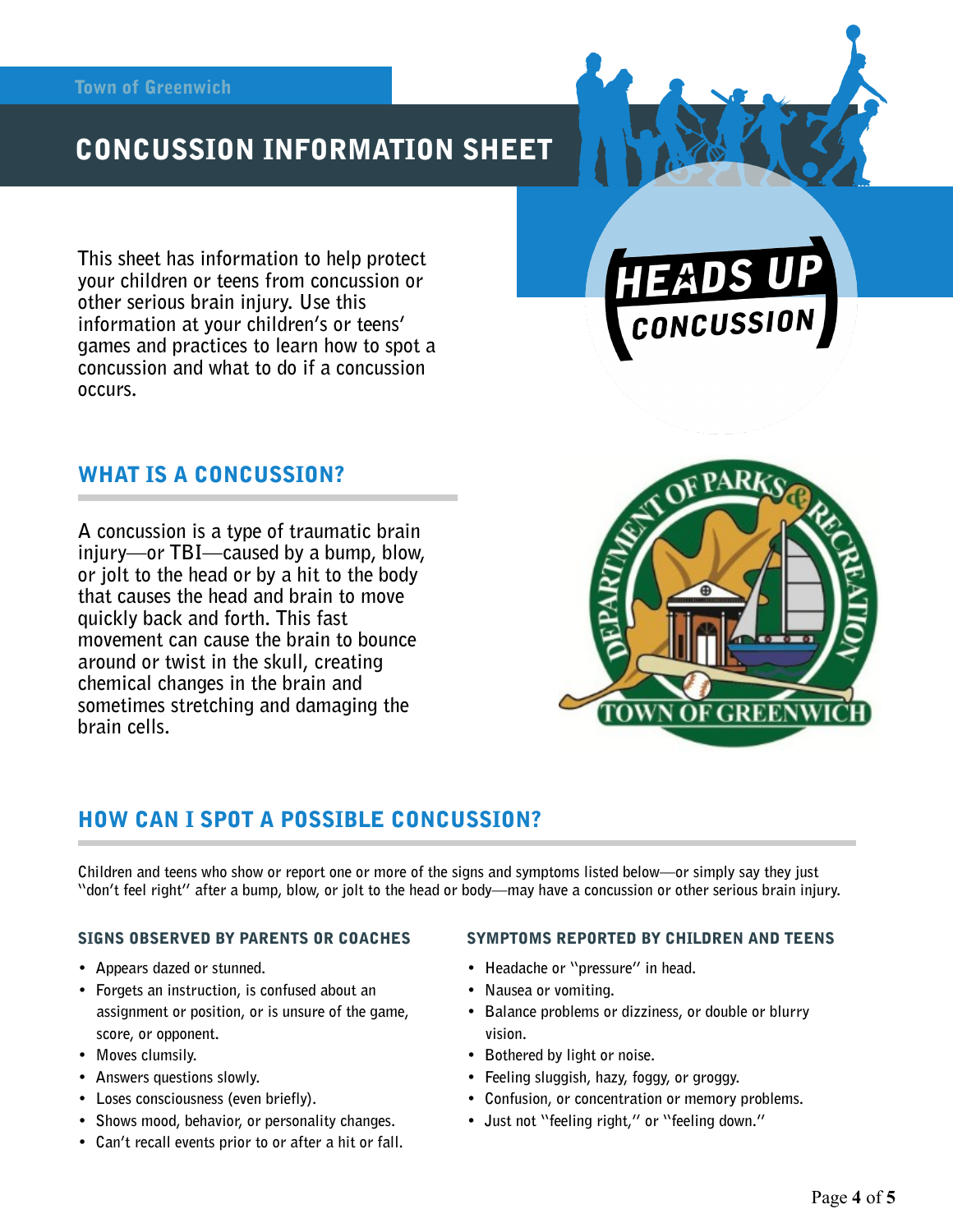Town of Greenwich

# CONCUSSION INFORMATION SHEET

HEADS UP CONCUSSION

This sheet has information to help protect your children or teens from concussion or other serious brain injury. Use this information at your children's or teens' games and practices to learn how to spot a concussion and what to do if a concussion occurs.

## WHAT IS A CONCUSSION?

A concussion is a type of traumatic brain injury—or TBI—caused by a bump, blow, or jolt to the head or by a hit to the body that causes the head and brain to move quickly back and forth. This fast movement can cause the brain to bounce around or twist in the skull, creating chemical changes in the brain and sometimes stretching and damaging the brain cells.

## HOW CAN I SPOT A POSSIBLE CONCUSSION?

Children and teens who show or report one or more of the signs and symptoms listed below—or simply say they just "don't feel right" after a bump, blow, or jolt to the head or body—may have a concussion or other serious brain injury.

### SIGNS OBSERVED BY PARENTS OR COACHES

- Appears dazed or stunned.
- Forgets an instruction, is confused about an assignment or position, or is unsure of the game, score, or opponent.
- Moves clumsily.
- Answers questions slowly.
- Loses consciousness (even briefly).
- Shows mood, behavior, or personality changes.
- Can't recall events prior to or after a hit or fall.

### SYMPTOMS REPORTED BY CHILDREN AND TEENS

- Headache or "pressure" in head.
- Nausea or vomiting.
- Balance problems or dizziness, or double or blurry vision.
- Bothered by light or noise.
- Feeling sluggish, hazy, foggy, or groggy.
- Confusion, or concentration or memory problems.
- Just not "feeling right," or "feeling down."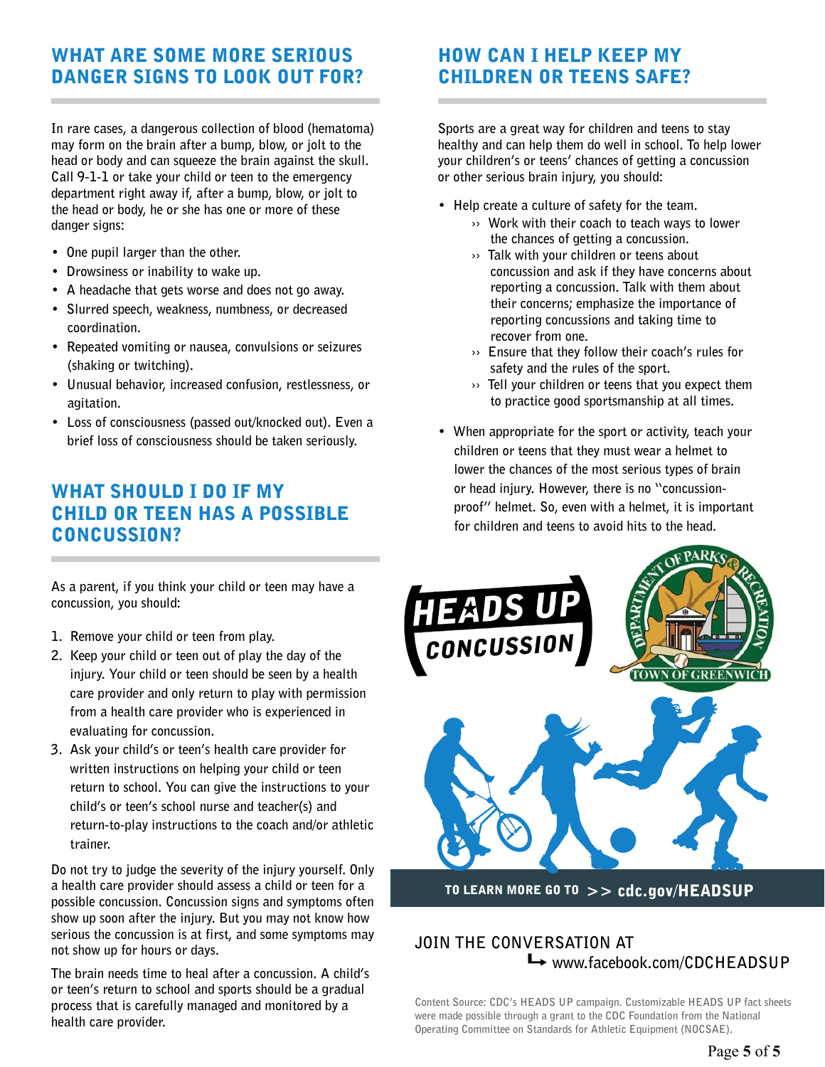## WHAT ARE SOME MORE SERIOUS DANGER SIGNS TO LOOK OUT FOR?

In rare cases, a dangerous collection of blood (hematoma) may form on the brain after a bump, blow, or jolt to the head or body and can squeeze the brain against the skull. Call 9-1-1 or take your child or teen to the emergency department right away if, after a bump, blow, or jolt to the head or body, he or she has one or more of these danger signs:

- One pupil larger than the other.
- Drowsiness or inability to wake up.
- A headache that gets worse and does not go away.
- Slurred speech, weakness, numbness, or decreased coordination.
- Repeated vomiting or nausea, convulsions or seizures (shaking or twitching).
- Unusual behavior, increased confusion, restlessness, or agitation.
- Loss of consciousness (passed out/knocked out). Even a brief loss of consciousness should be taken seriously.

## WHAT SHOULD I DO IF MY CHILD OR TEEN HAS A POSSIBLE CONCUSSION?

As a parent, if you think your child or teen may have a concussion, you should:

1. Remove your child or teen from play.
2. Keep your child or teen out of play the day of the injury. Your child or teen should be seen by a health care provider and only return to play with permission from a health care provider who is experienced in evaluating for concussion.
3. Ask your child's or teen's health care provider for written instructions on helping your child or teen return to school. You can give the instructions to your child's or teen's school nurse and teacher(s) and return-to-play instructions to the coach and/or athletic trainer.

Do not try to judge the severity of the injury yourself. Only a health care provider should assess a child or teen for a possible concussion. Concussion signs and symptoms often show up soon after the injury. But you may not know how serious the concussion is at first, and some symptoms may not show up for hours or days.

The brain needs time to heal after a concussion. A child's or teen's return to school and sports should be a gradual process that is carefully managed and monitored by a health care provider.

## HOW CAN I HELP KEEP MY CHILDREN OR TEENS SAFE?

Sports are a great way for children and teens to stay healthy and can help them do well in school. To help lower your children's or teens' chances of getting a concussion or other serious brain injury, you should:

- Help create a culture of safety for the team.
  - Work with their coach to teach ways to lower the chances of getting a concussion.
  - Talk with your children or teens about concussion and ask if they have concerns about reporting a concussion. Talk with them about their concerns; emphasize the importance of reporting concussions and taking time to recover from one.
  - Ensure that they follow their coach's rules for safety and the rules of the sport.
  - Tell your children or teens that you expect them to practice good sportsmanship at all times.
- When appropriate for the sport or activity, teach your children or teens that they must wear a helmet to lower the chances of the most serious types of brain or head injury. However, there is no "concussion-proof" helmet. So, even with a helmet, it is important for children and teens to avoid hits to the head.

HEADS UP CONCUSSION

DEPARTMENT OF PARKS & RECREATION TOWN OF GREENWICH

TO LEARN MORE GO TO >> cdc.gov/HEADSUP

JOIN THE CONVERSATION AT www.facebook.com/CDCHEADSUP

Content Source: CDC's HEADS UP campaign. Customizable HEADS UP fact sheets were made possible through a grant to the CDC Foundation from the National Operating Committee on Standards for Athletic Equipment (NOCSAE).